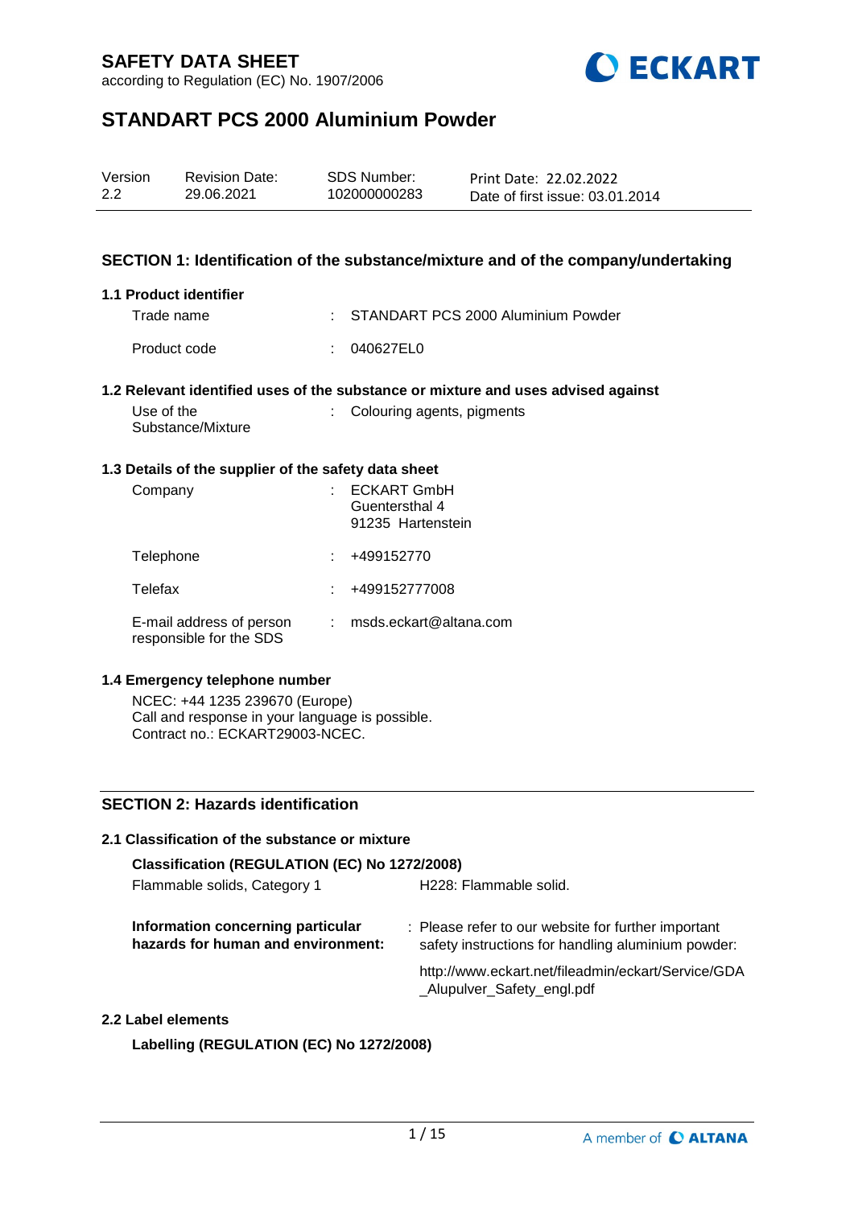# SAFETY DATA SHEET

according to Regulation (EC) No. 1907/2006

## STANDART PCS 2000 Aluminium Powder

| Version | Revision Date: | SDS Number: | Print Date: 22.02.2022 |
|---|---|---|---|
| 2.2 | 29.06.2021 | 102000000283 | Date of first issue: 03.01.2014 |

### SECTION 1: Identification of the substance/mixture and of the company/undertaking

**1.1 Product identifier**

Trade name : STANDART PCS 2000 Aluminium Powder

Product code : 040627EL0

**1.2 Relevant identified uses of the substance or mixture and uses advised against**

Use of the Substance/Mixture : Colouring agents, pigments

**1.3 Details of the supplier of the safety data sheet**

Company : ECKART GmbH
Guentersthal 4
91235 Hartenstein

Telephone : +499152770

Telefax : +499152777008

E-mail address of person responsible for the SDS : msds.eckart@altana.com

**1.4 Emergency telephone number**

NCEC: +44 1235 239670 (Europe)
Call and response in your language is possible.
Contract no.: ECKART29003-NCEC.

### SECTION 2: Hazards identification

**2.1 Classification of the substance or mixture**

**Classification (REGULATION (EC) No 1272/2008)**

Flammable solids, Category 1 — H228: Flammable solid.

**Information concerning particular hazards for human and environment:** : Please refer to our website for further important safety instructions for handling aluminium powder:

http://www.eckart.net/fileadmin/eckart/Service/GDA_Alupulver_Safety_engl.pdf

**2.2 Label elements**

**Labelling (REGULATION (EC) No 1272/2008)**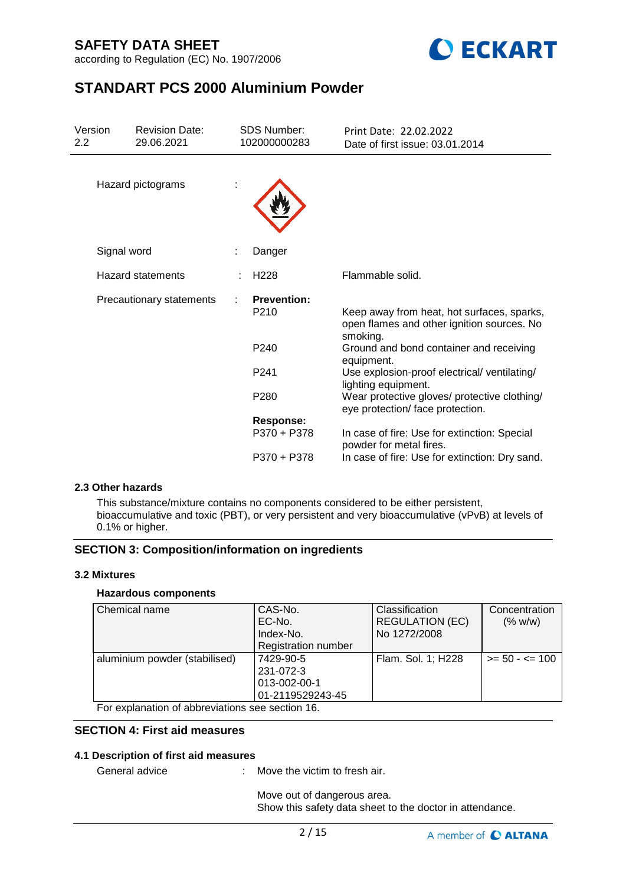Hazard pictograms :

Signal word : Danger

Hazard statements : H228 Flammable solid.

Precautionary statements :

**Prevention:**

P210 Keep away from heat, hot surfaces, sparks, open flames and other ignition sources. No smoking.

P240 Ground and bond container and receiving equipment.

P241 Use explosion-proof electrical/ ventilating/ lighting equipment.

P280 Wear protective gloves/ protective clothing/ eye protection/ face protection.

**Response:**

P370 + P378 In case of fire: Use for extinction: Special powder for metal fires.

P370 + P378 In case of fire: Use for extinction: Dry sand.

### 2.3 Other hazards

This substance/mixture contains no components considered to be either persistent, bioaccumulative and toxic (PBT), or very persistent and very bioaccumulative (vPvB) at levels of 0.1% or higher.

## SECTION 3: Composition/information on ingredients

### 3.2 Mixtures

**Hazardous components**

| Chemical name | CAS-No.<br>EC-No.<br>Index-No.<br>Registration number | Classification REGULATION (EC) No 1272/2008 | Concentration (% w/w) |
|---|---|---|---|
| aluminium powder (stabilised) | 7429-90-5<br>231-072-3<br>013-002-00-1<br>01-2119529243-45 | Flam. Sol. 1; H228 | >= 50 - <= 100 |

For explanation of abbreviations see section 16.

## SECTION 4: First aid measures

### 4.1 Description of first aid measures

General advice : Move the victim to fresh air.

Move out of dangerous area.
Show this safety data sheet to the doctor in attendance.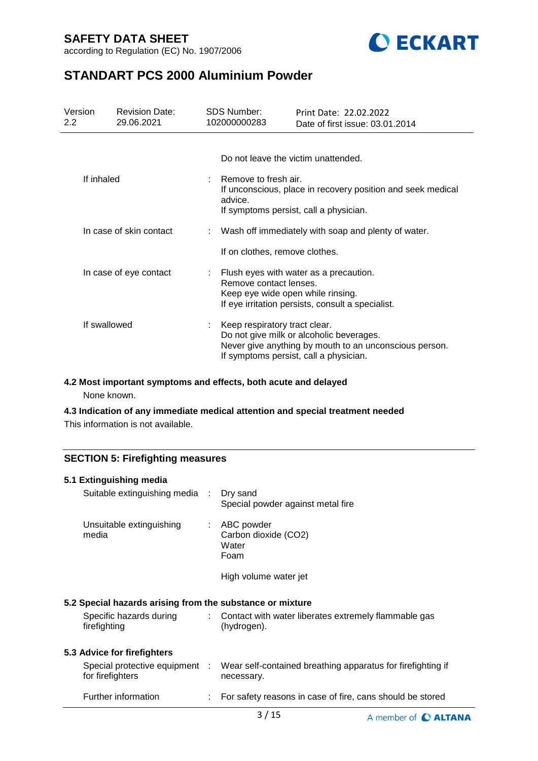Do not leave the victim unattended.

| | | |
|---|---|---|
| If inhaled | : | Remove to fresh air.<br>If unconscious, place in recovery position and seek medical advice.<br>If symptoms persist, call a physician. |
| In case of skin contact | : | Wash off immediately with soap and plenty of water.<br><br>If on clothes, remove clothes. |
| In case of eye contact | : | Flush eyes with water as a precaution.<br>Remove contact lenses.<br>Keep eye wide open while rinsing.<br>If eye irritation persists, consult a specialist. |
| If swallowed | : | Keep respiratory tract clear.<br>Do not give milk or alcoholic beverages.<br>Never give anything by mouth to an unconscious person.<br>If symptoms persist, call a physician. |

### 4.2 Most important symptoms and effects, both acute and delayed

None known.

### 4.3 Indication of any immediate medical attention and special treatment needed

This information is not available.

## SECTION 5: Firefighting measures

### 5.1 Extinguishing media

| | | |
|---|---|---|
| Suitable extinguishing media | : | Dry sand<br>Special powder against metal fire |
| Unsuitable extinguishing media | : | ABC powder<br>Carbon dioxide ($CO_2$)<br>Water<br>Foam<br><br>High volume water jet |

### 5.2 Special hazards arising from the substance or mixture

| | | |
|---|---|---|
| Specific hazards during firefighting | : | Contact with water liberates extremely flammable gas (hydrogen). |

### 5.3 Advice for firefighters

| | | |
|---|---|---|
| Special protective equipment for firefighters | : | Wear self-contained breathing apparatus for firefighting if necessary. |
| Further information | : | For safety reasons in case of fire, cans should be stored |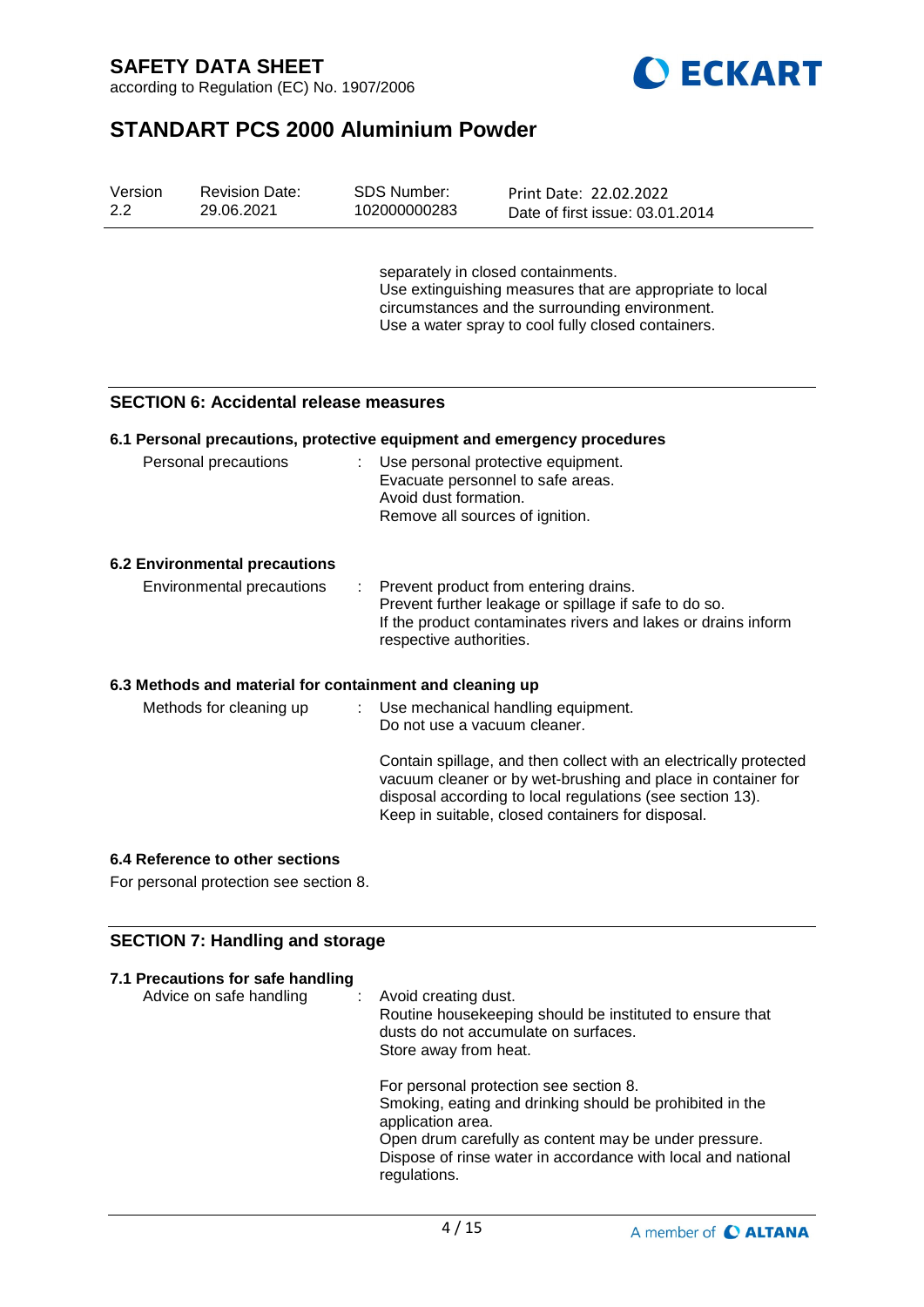separately in closed containments.
Use extinguishing measures that are appropriate to local circumstances and the surrounding environment.
Use a water spray to cool fully closed containers.

## SECTION 6: Accidental release measures

### 6.1 Personal precautions, protective equipment and emergency procedures

Personal precautions : Use personal protective equipment.
Evacuate personnel to safe areas.
Avoid dust formation.
Remove all sources of ignition.

### 6.2 Environmental precautions

Environmental precautions : Prevent product from entering drains.
Prevent further leakage or spillage if safe to do so.
If the product contaminates rivers and lakes or drains inform respective authorities.

### 6.3 Methods and material for containment and cleaning up

Methods for cleaning up : Use mechanical handling equipment.
Do not use a vacuum cleaner.

Contain spillage, and then collect with an electrically protected vacuum cleaner or by wet-brushing and place in container for disposal according to local regulations (see section 13).
Keep in suitable, closed containers for disposal.

### 6.4 Reference to other sections

For personal protection see section 8.

## SECTION 7: Handling and storage

### 7.1 Precautions for safe handling

Advice on safe handling : Avoid creating dust.
Routine housekeeping should be instituted to ensure that dusts do not accumulate on surfaces.
Store away from heat.

For personal protection see section 8.
Smoking, eating and drinking should be prohibited in the application area.
Open drum carefully as content may be under pressure.
Dispose of rinse water in accordance with local and national regulations.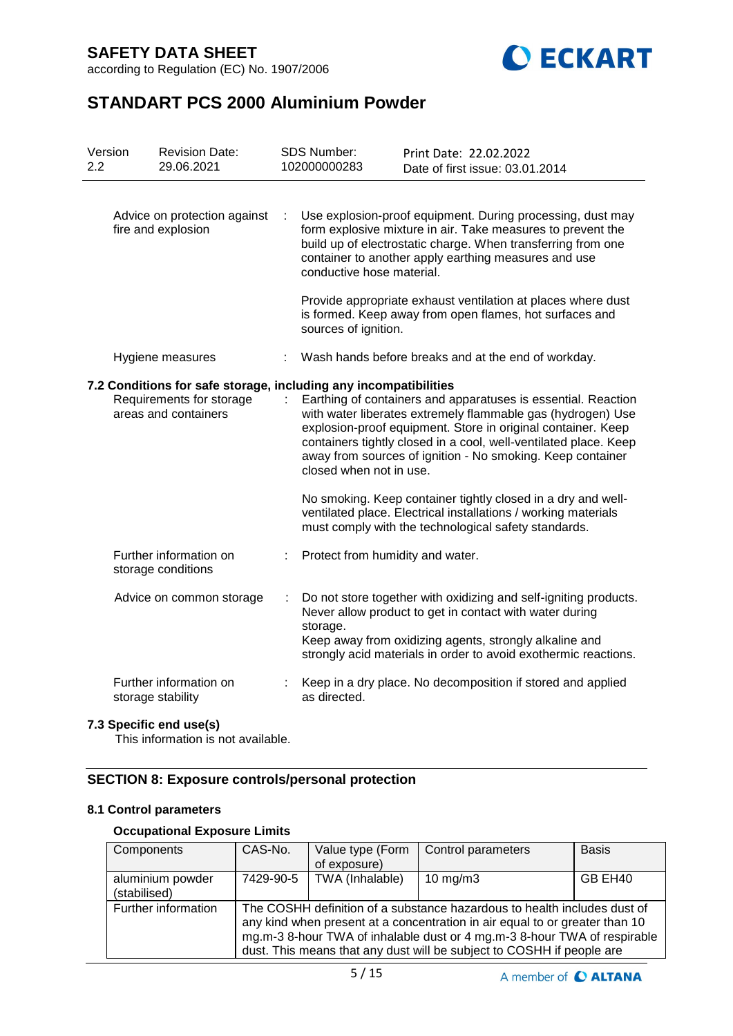| Advice on protection against fire and explosion | : | Use explosion-proof equipment. During processing, dust may form explosive mixture in air. Take measures to prevent the build up of electrostatic charge. When transferring from one container to another apply earthing measures and use conductive hose material.<br><br>Provide appropriate exhaust ventilation at places where dust is formed. Keep away from open flames, hot surfaces and sources of ignition. |
|---|---|---|
| Hygiene measures | : | Wash hands before breaks and at the end of workday. |

### 7.2 Conditions for safe storage, including any incompatibilities

| Requirements for storage areas and containers | : | Earthing of containers and apparatuses is essential. Reaction with water liberates extremely flammable gas (hydrogen) Use explosion-proof equipment. Store in original container. Keep containers tightly closed in a cool, well-ventilated place. Keep away from sources of ignition - No smoking. Keep container closed when not in use.<br><br>No smoking. Keep container tightly closed in a dry and well-ventilated place. Electrical installations / working materials must comply with the technological safety standards. |
|---|---|---|
| Further information on storage conditions | : | Protect from humidity and water. |
| Advice on common storage | : | Do not store together with oxidizing and self-igniting products. Never allow product to get in contact with water during storage.<br>Keep away from oxidizing agents, strongly alkaline and strongly acid materials in order to avoid exothermic reactions. |
| Further information on storage stability | : | Keep in a dry place. No decomposition if stored and applied as directed. |

### 7.3 Specific end use(s)

This information is not available.

## SECTION 8: Exposure controls/personal protection

### 8.1 Control parameters

#### Occupational Exposure Limits

| Components | CAS-No. | Value type (Form of exposure) | Control parameters | Basis |
|---|---|---|---|---|
| aluminium powder (stabilised) | 7429-90-5 | TWA (Inhalable) | 10 mg/m3 | GB EH40 |
| Further information | The COSHH definition of a substance hazardous to health includes dust of any kind when present at a concentration in air equal to or greater than 10 mg.m-3 8-hour TWA of inhalable dust or 4 mg.m-3 8-hour TWA of respirable dust. This means that any dust will be subject to COSHH if people are | | | |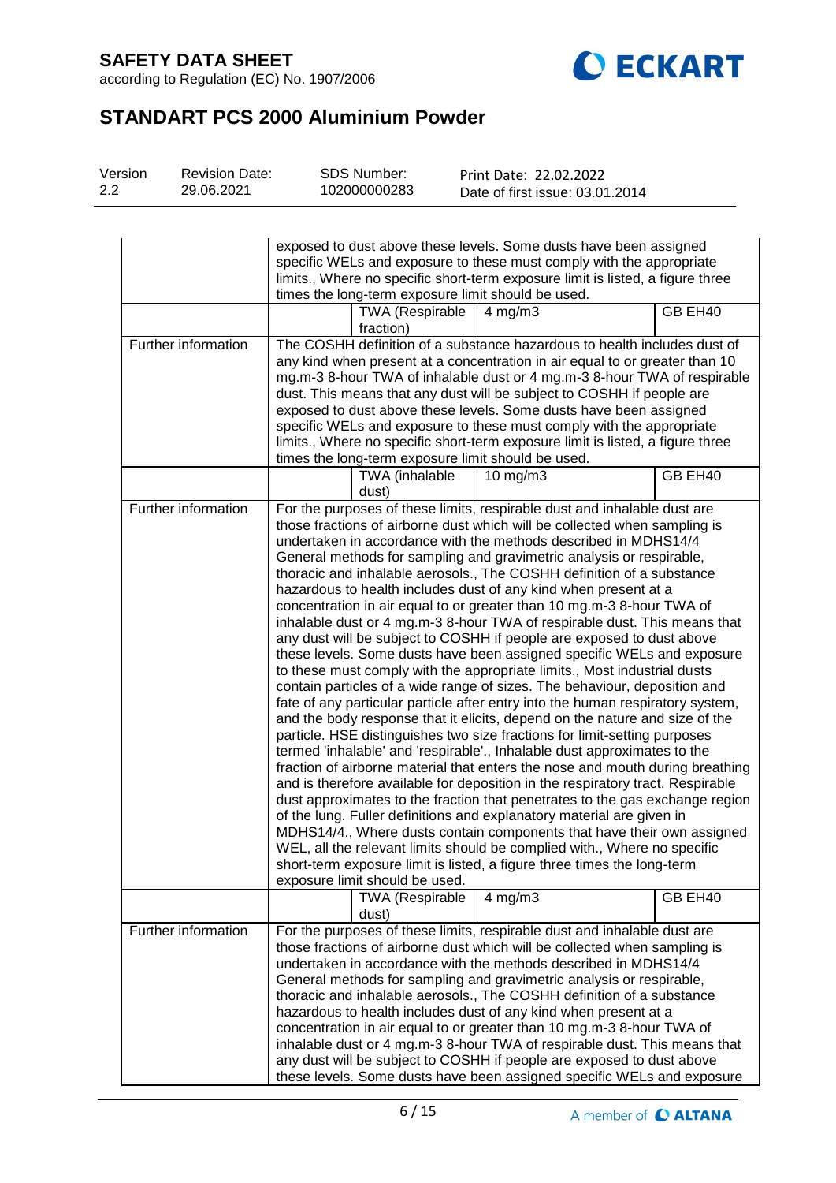| | | | | |
|---|---|---|---|---|
| | exposed to dust above these levels. Some dusts have been assigned specific WELs and exposure to these must comply with the appropriate limits., Where no specific short-term exposure limit is listed, a figure three times the long-term exposure limit should be used. | | | |
| | | TWA (Respirable fraction) | 4 mg/m3 | GB EH40 |
| Further information | The COSHH definition of a substance hazardous to health includes dust of any kind when present at a concentration in air equal to or greater than 10 mg.m-3 8-hour TWA of inhalable dust or 4 mg.m-3 8-hour TWA of respirable dust. This means that any dust will be subject to COSHH if people are exposed to dust above these levels. Some dusts have been assigned specific WELs and exposure to these must comply with the appropriate limits., Where no specific short-term exposure limit is listed, a figure three times the long-term exposure limit should be used. | | | |
| | | TWA (inhalable dust) | 10 mg/m3 | GB EH40 |
| Further information | For the purposes of these limits, respirable dust and inhalable dust are those fractions of airborne dust which will be collected when sampling is undertaken in accordance with the methods described in MDHS14/4 General methods for sampling and gravimetric analysis or respirable, thoracic and inhalable aerosols., The COSHH definition of a substance hazardous to health includes dust of any kind when present at a concentration in air equal to or greater than 10 mg.m-3 8-hour TWA of inhalable dust or 4 mg.m-3 8-hour TWA of respirable dust. This means that any dust will be subject to COSHH if people are exposed to dust above these levels. Some dusts have been assigned specific WELs and exposure to these must comply with the appropriate limits., Most industrial dusts contain particles of a wide range of sizes. The behaviour, deposition and fate of any particular particle after entry into the human respiratory system, and the body response that it elicits, depend on the nature and size of the particle. HSE distinguishes two size fractions for limit-setting purposes termed 'inhalable' and 'respirable'., Inhalable dust approximates to the fraction of airborne material that enters the nose and mouth during breathing and is therefore available for deposition in the respiratory tract. Respirable dust approximates to the fraction that penetrates to the gas exchange region of the lung. Fuller definitions and explanatory material are given in MDHS14/4., Where dusts contain components that have their own assigned WEL, all the relevant limits should be complied with., Where no specific short-term exposure limit is listed, a figure three times the long-term exposure limit should be used. | | | |
| | | TWA (Respirable dust) | 4 mg/m3 | GB EH40 |
| Further information | For the purposes of these limits, respirable dust and inhalable dust are those fractions of airborne dust which will be collected when sampling is undertaken in accordance with the methods described in MDHS14/4 General methods for sampling and gravimetric analysis or respirable, thoracic and inhalable aerosols., The COSHH definition of a substance hazardous to health includes dust of any kind when present at a concentration in air equal to or greater than 10 mg.m-3 8-hour TWA of inhalable dust or 4 mg.m-3 8-hour TWA of respirable dust. This means that any dust will be subject to COSHH if people are exposed to dust above these levels. Some dusts have been assigned specific WELs and exposure | | | |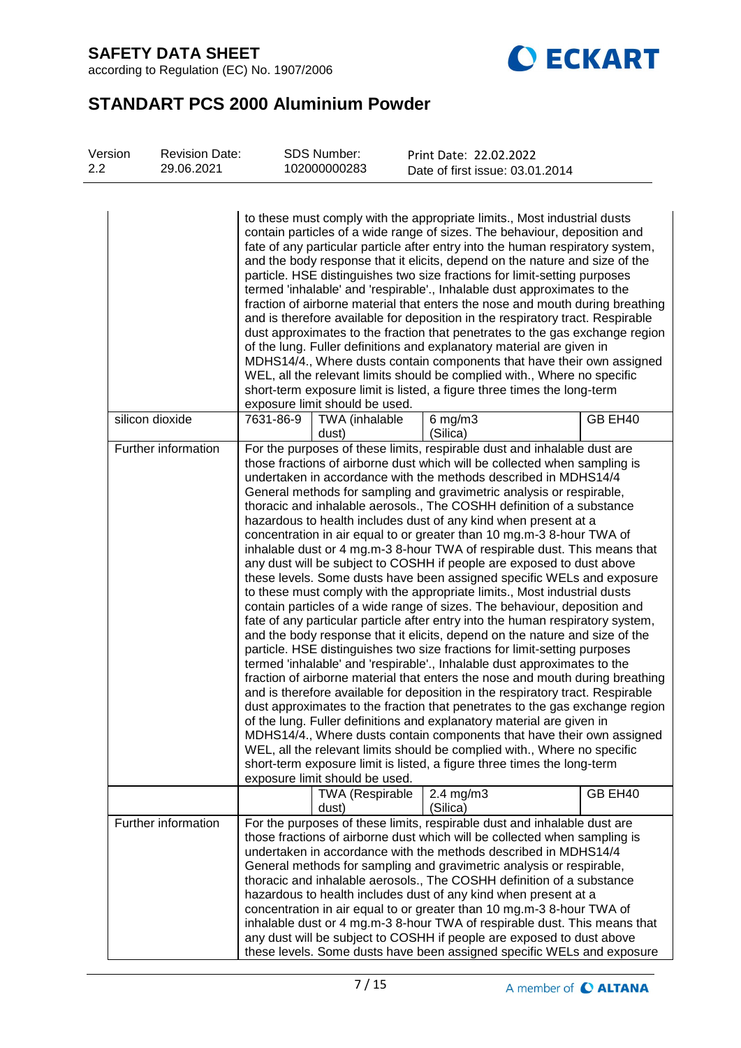# SAFETY DATA SHEET

according to Regulation (EC) No. 1907/2006

# STANDART PCS 2000 Aluminium Powder

| Version | Revision Date: | SDS Number: | Print Date: 22.02.2022 |
|---|---|---|---|
| 2.2 | 29.06.2021 | 102000000283 | Date of first issue: 03.01.2014 |

| | | | | |
|---|---|---|---|---|
| | to these must comply with the appropriate limits., Most industrial dusts contain particles of a wide range of sizes. The behaviour, deposition and fate of any particular particle after entry into the human respiratory system, and the body response that it elicits, depend on the nature and size of the particle. HSE distinguishes two size fractions for limit-setting purposes termed 'inhalable' and 'respirable'., Inhalable dust approximates to the fraction of airborne material that enters the nose and mouth during breathing and is therefore available for deposition in the respiratory tract. Respirable dust approximates to the fraction that penetrates to the gas exchange region of the lung. Fuller definitions and explanatory material are given in MDHS14/4., Where dusts contain components that have their own assigned WEL, all the relevant limits should be complied with., Where no specific short-term exposure limit is listed, a figure three times the long-term exposure limit should be used. | | | |
| silicon dioxide | 7631-86-9 | TWA (inhalable dust) | 6 mg/m3 (Silica) | GB EH40 |
| Further information | For the purposes of these limits, respirable dust and inhalable dust are those fractions of airborne dust which will be collected when sampling is undertaken in accordance with the methods described in MDHS14/4 General methods for sampling and gravimetric analysis or respirable, thoracic and inhalable aerosols., The COSHH definition of a substance hazardous to health includes dust of any kind when present at a concentration in air equal to or greater than 10 mg.m-3 8-hour TWA of inhalable dust or 4 mg.m-3 8-hour TWA of respirable dust. This means that any dust will be subject to COSHH if people are exposed to dust above these levels. Some dusts have been assigned specific WELs and exposure to these must comply with the appropriate limits., Most industrial dusts contain particles of a wide range of sizes. The behaviour, deposition and fate of any particular particle after entry into the human respiratory system, and the body response that it elicits, depend on the nature and size of the particle. HSE distinguishes two size fractions for limit-setting purposes termed 'inhalable' and 'respirable'., Inhalable dust approximates to the fraction of airborne material that enters the nose and mouth during breathing and is therefore available for deposition in the respiratory tract. Respirable dust approximates to the fraction that penetrates to the gas exchange region of the lung. Fuller definitions and explanatory material are given in MDHS14/4., Where dusts contain components that have their own assigned WEL, all the relevant limits should be complied with., Where no specific short-term exposure limit is listed, a figure three times the long-term exposure limit should be used. | | | |
| | | TWA (Respirable dust) | 2.4 mg/m3 (Silica) | GB EH40 |
| Further information | For the purposes of these limits, respirable dust and inhalable dust are those fractions of airborne dust which will be collected when sampling is undertaken in accordance with the methods described in MDHS14/4 General methods for sampling and gravimetric analysis or respirable, thoracic and inhalable aerosols., The COSHH definition of a substance hazardous to health includes dust of any kind when present at a concentration in air equal to or greater than 10 mg.m-3 8-hour TWA of inhalable dust or 4 mg.m-3 8-hour TWA of respirable dust. This means that any dust will be subject to COSHH if people are exposed to dust above these levels. Some dusts have been assigned specific WELs and exposure | | | |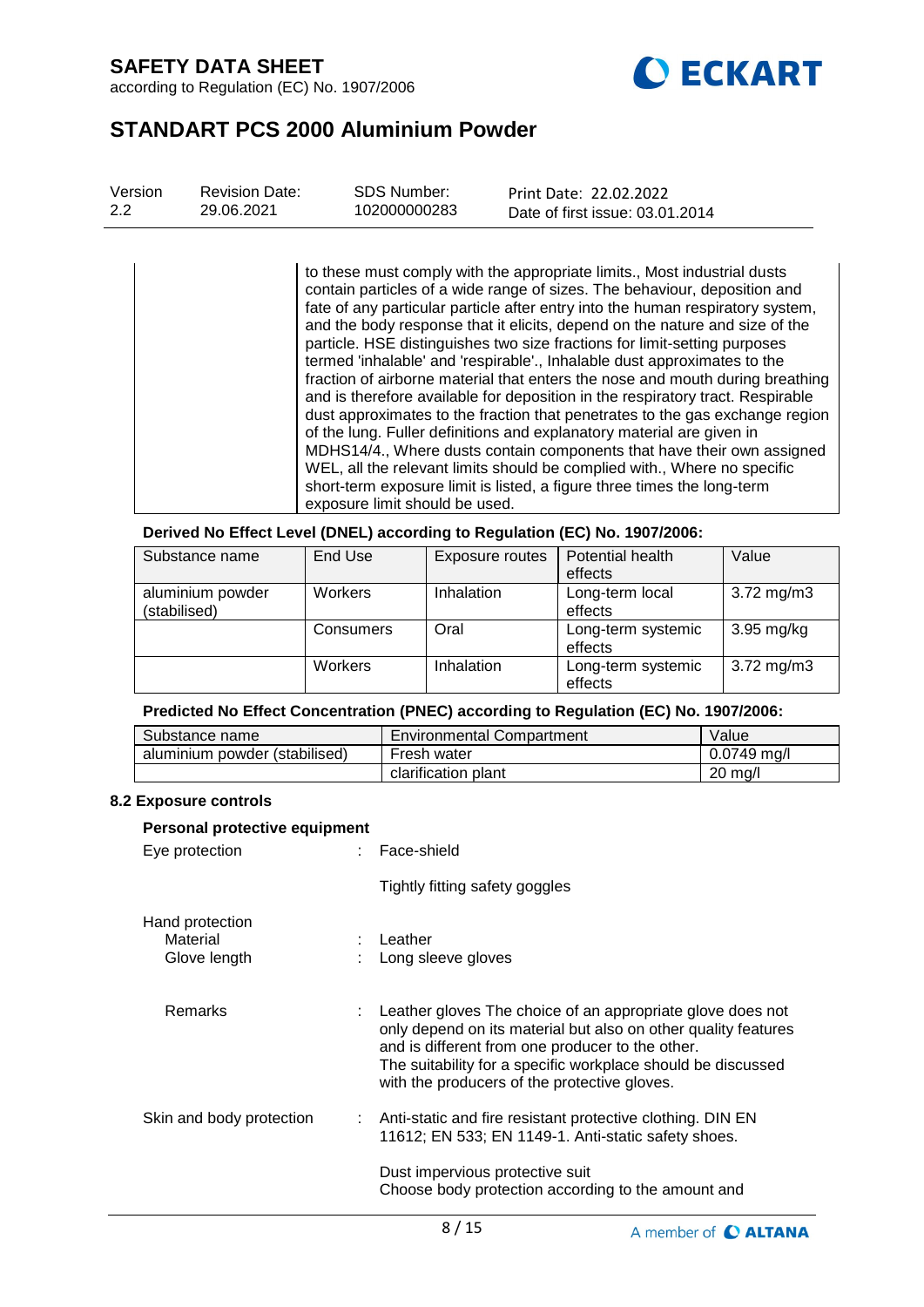| | to these must comply with the appropriate limits., Most industrial dusts contain particles of a wide range of sizes. The behaviour, deposition and fate of any particular particle after entry into the human respiratory system, and the body response that it elicits, depend on the nature and size of the particle. HSE distinguishes two size fractions for limit-setting purposes termed 'inhalable' and 'respirable'., Inhalable dust approximates to the fraction of airborne material that enters the nose and mouth during breathing and is therefore available for deposition in the respiratory tract. Respirable dust approximates to the fraction that penetrates to the gas exchange region of the lung. Fuller definitions and explanatory material are given in MDHS14/4., Where dusts contain components that have their own assigned WEL, all the relevant limits should be complied with., Where no specific short-term exposure limit is listed, a figure three times the long-term exposure limit should be used. |
|---|---|

**Derived No Effect Level (DNEL) according to Regulation (EC) No. 1907/2006:**

| Substance name | End Use | Exposure routes | Potential health effects | Value |
|---|---|---|---|---|
| aluminium powder (stabilised) | Workers | Inhalation | Long-term local effects | 3.72 mg/m3 |
| | Consumers | Oral | Long-term systemic effects | 3.95 mg/kg |
| | Workers | Inhalation | Long-term systemic effects | 3.72 mg/m3 |

**Predicted No Effect Concentration (PNEC) according to Regulation (EC) No. 1907/2006:**

| Substance name | Environmental Compartment | Value |
|---|---|---|
| aluminium powder (stabilised) | Fresh water | 0.0749 mg/l |
| | clarification plant | 20 mg/l |

### 8.2 Exposure controls

**Personal protective equipment**

Eye protection : Face-shield

Tightly fitting safety goggles

Hand protection

Material : Leather

Glove length : Long sleeve gloves

Remarks : Leather gloves The choice of an appropriate glove does not only depend on its material but also on other quality features and is different from one producer to the other. The suitability for a specific workplace should be discussed with the producers of the protective gloves.

Skin and body protection : Anti-static and fire resistant protective clothing. DIN EN 11612; EN 533; EN 1149-1. Anti-static safety shoes.

Dust impervious protective suit
Choose body protection according to the amount and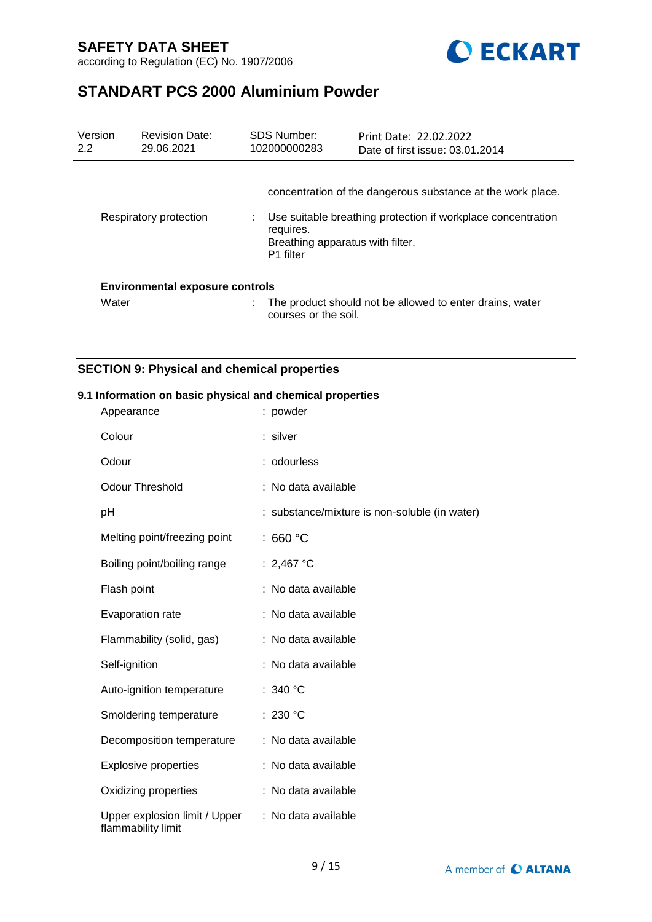concentration of the dangerous substance at the work place.

| | |
|---|---|
| Respiratory protection | : Use suitable breathing protection if workplace concentration requires.<br>Breathing apparatus with filter.<br>P1 filter |

**Environmental exposure controls**

| | |
|---|---|
| Water | : The product should not be allowed to enter drains, water courses or the soil. |

## SECTION 9: Physical and chemical properties

### 9.1 Information on basic physical and chemical properties

| | |
|---|---|
| Appearance | : powder |
| Colour | : silver |
| Odour | : odourless |
| Odour Threshold | : No data available |
| pH | : substance/mixture is non-soluble (in water) |
| Melting point/freezing point | : 660 °C |
| Boiling point/boiling range | : 2,467 °C |
| Flash point | : No data available |
| Evaporation rate | : No data available |
| Flammability (solid, gas) | : No data available |
| Self-ignition | : No data available |
| Auto-ignition temperature | : 340 °C |
| Smoldering temperature | : 230 °C |
| Decomposition temperature | : No data available |
| Explosive properties | : No data available |
| Oxidizing properties | : No data available |
| Upper explosion limit / Upper flammability limit | : No data available |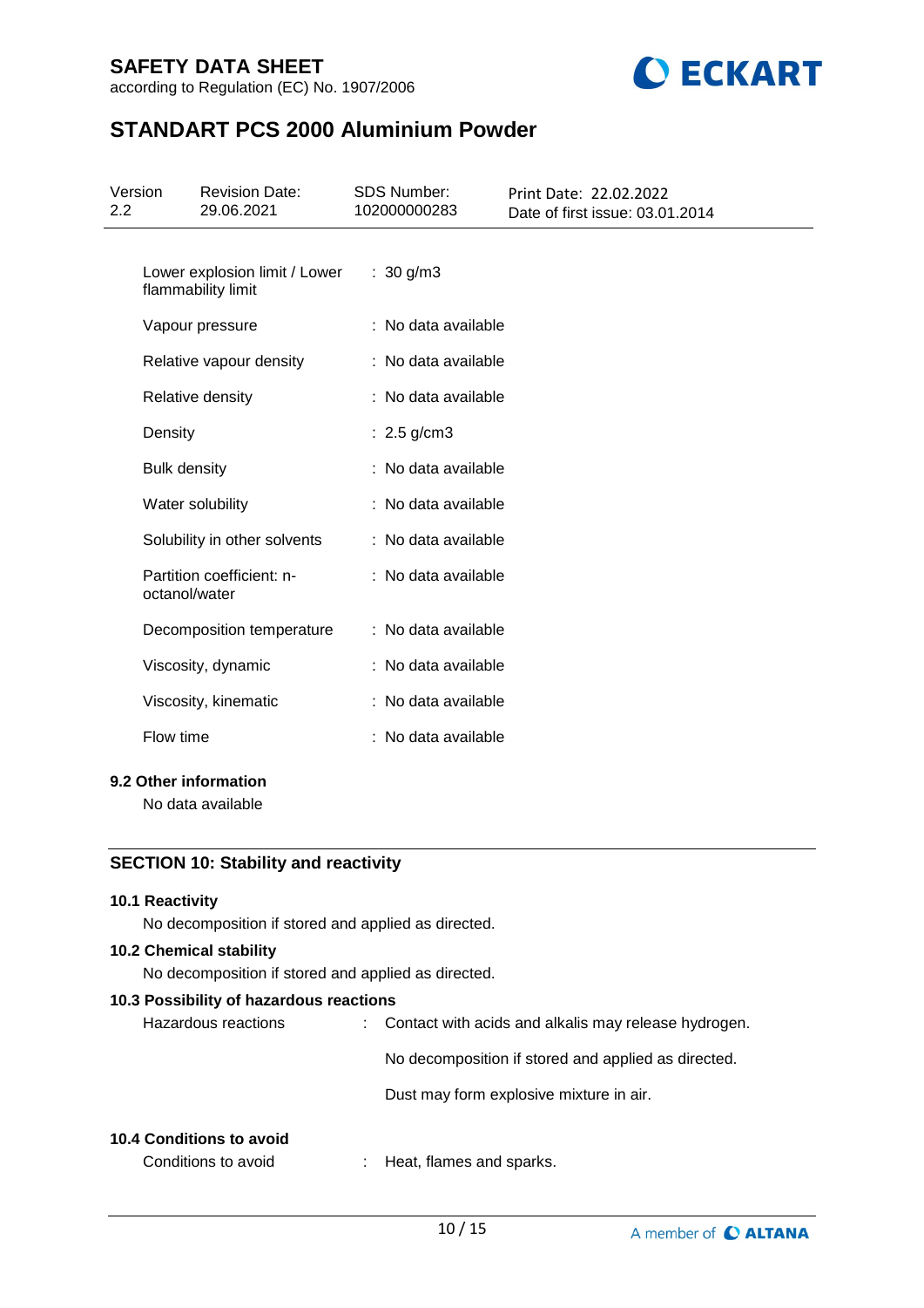| | |
|---|---|
| Lower explosion limit / Lower flammability limit | : 30 g/m3 |
| Vapour pressure | : No data available |
| Relative vapour density | : No data available |
| Relative density | : No data available |
| Density | : 2.5 g/cm3 |
| Bulk density | : No data available |
| Water solubility | : No data available |
| Solubility in other solvents | : No data available |
| Partition coefficient: n-octanol/water | : No data available |
| Decomposition temperature | : No data available |
| Viscosity, dynamic | : No data available |
| Viscosity, kinematic | : No data available |
| Flow time | : No data available |

### 9.2 Other information

No data available

## SECTION 10: Stability and reactivity

### 10.1 Reactivity

No decomposition if stored and applied as directed.

### 10.2 Chemical stability

No decomposition if stored and applied as directed.

### 10.3 Possibility of hazardous reactions

Hazardous reactions : Contact with acids and alkalis may release hydrogen.

No decomposition if stored and applied as directed.

Dust may form explosive mixture in air.

### 10.4 Conditions to avoid

Conditions to avoid : Heat, flames and sparks.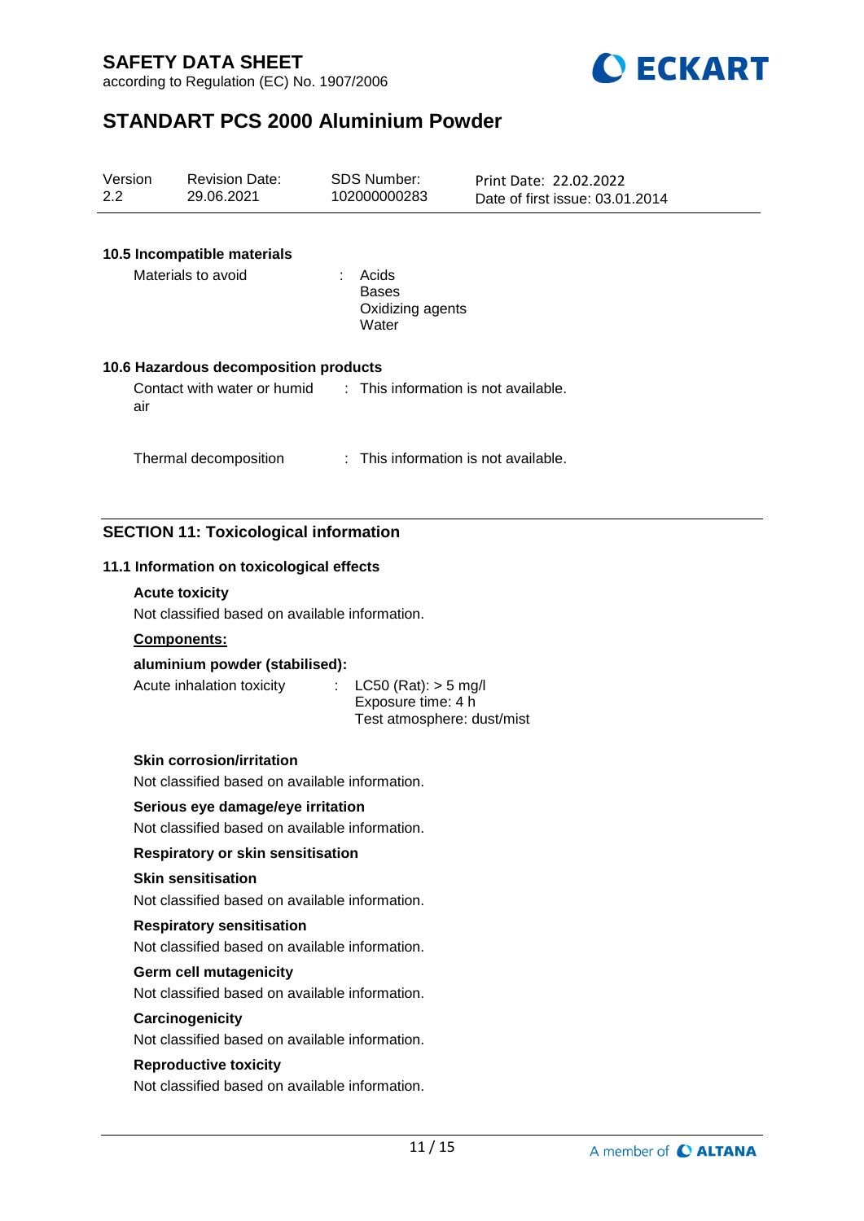### 10.5 Incompatible materials

Materials to avoid : Acids
Bases
Oxidizing agents
Water

### 10.6 Hazardous decomposition products

Contact with water or humid air : This information is not available.

Thermal decomposition : This information is not available.

## SECTION 11: Toxicological information

### 11.1 Information on toxicological effects

**Acute toxicity**

Not classified based on available information.

**Components:**

**aluminium powder (stabilised):**

Acute inhalation toxicity : LC50 (Rat): > 5 mg/l
Exposure time: 4 h
Test atmosphere: dust/mist

**Skin corrosion/irritation**

Not classified based on available information.

**Serious eye damage/eye irritation**

Not classified based on available information.

**Respiratory or skin sensitisation**

**Skin sensitisation**

Not classified based on available information.

**Respiratory sensitisation**

Not classified based on available information.

**Germ cell mutagenicity**

Not classified based on available information.

**Carcinogenicity**

Not classified based on available information.

**Reproductive toxicity**

Not classified based on available information.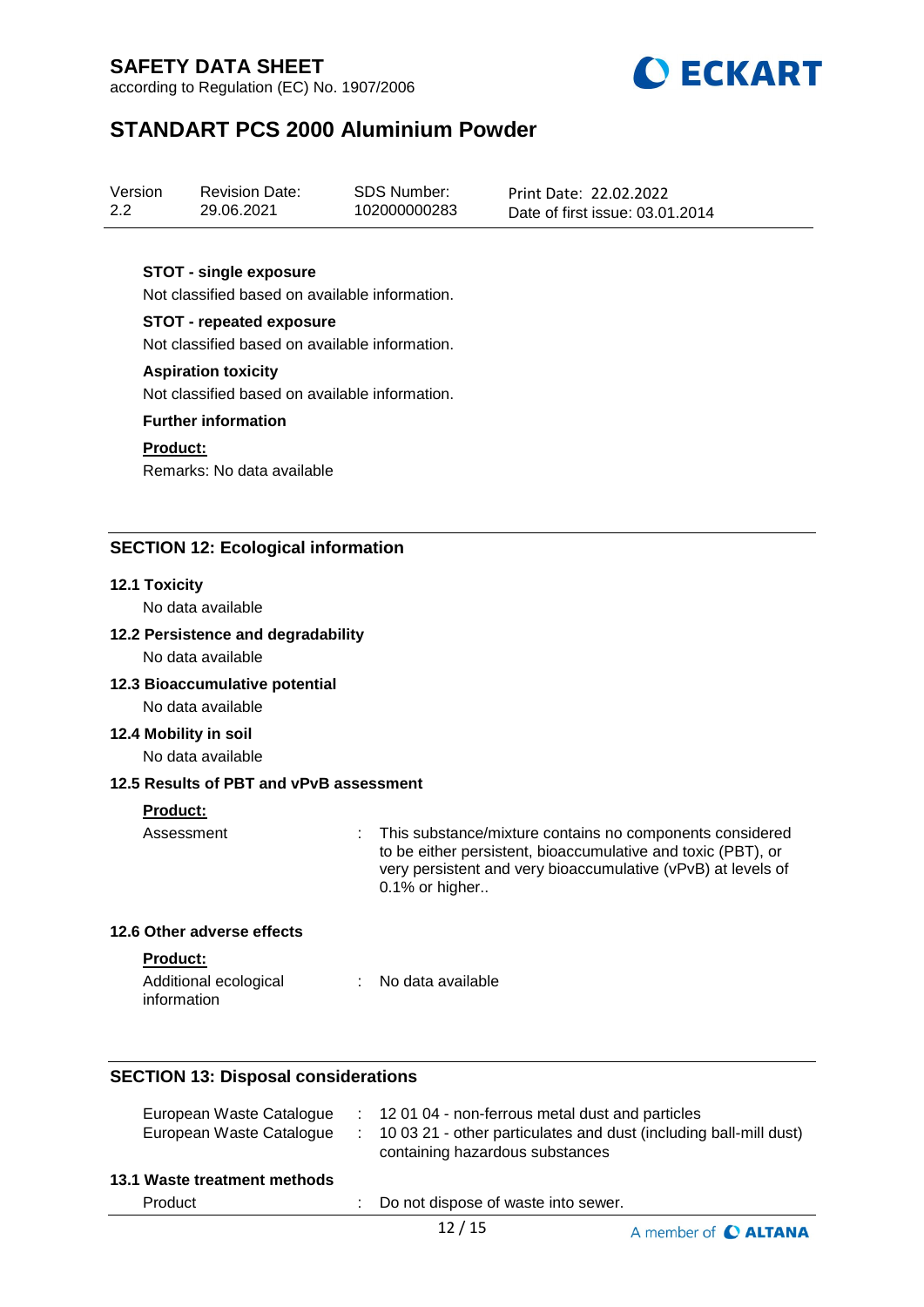**STOT - single exposure**

Not classified based on available information.

**STOT - repeated exposure**

Not classified based on available information.

**Aspiration toxicity**

Not classified based on available information.

**Further information**

**Product:**

Remarks: No data available

## SECTION 12: Ecological information

### 12.1 Toxicity

No data available

### 12.2 Persistence and degradability

No data available

### 12.3 Bioaccumulative potential

No data available

### 12.4 Mobility in soil

No data available

### 12.5 Results of PBT and vPvB assessment

**Product:**

Assessment : This substance/mixture contains no components considered to be either persistent, bioaccumulative and toxic (PBT), or very persistent and very bioaccumulative (vPvB) at levels of 0.1% or higher..

### 12.6 Other adverse effects

**Product:**

Additional ecological information : No data available

## SECTION 13: Disposal considerations

European Waste Catalogue : 12 01 04 - non-ferrous metal dust and particles

European Waste Catalogue : 10 03 21 - other particulates and dust (including ball-mill dust) containing hazardous substances

### 13.1 Waste treatment methods

Product : Do not dispose of waste into sewer.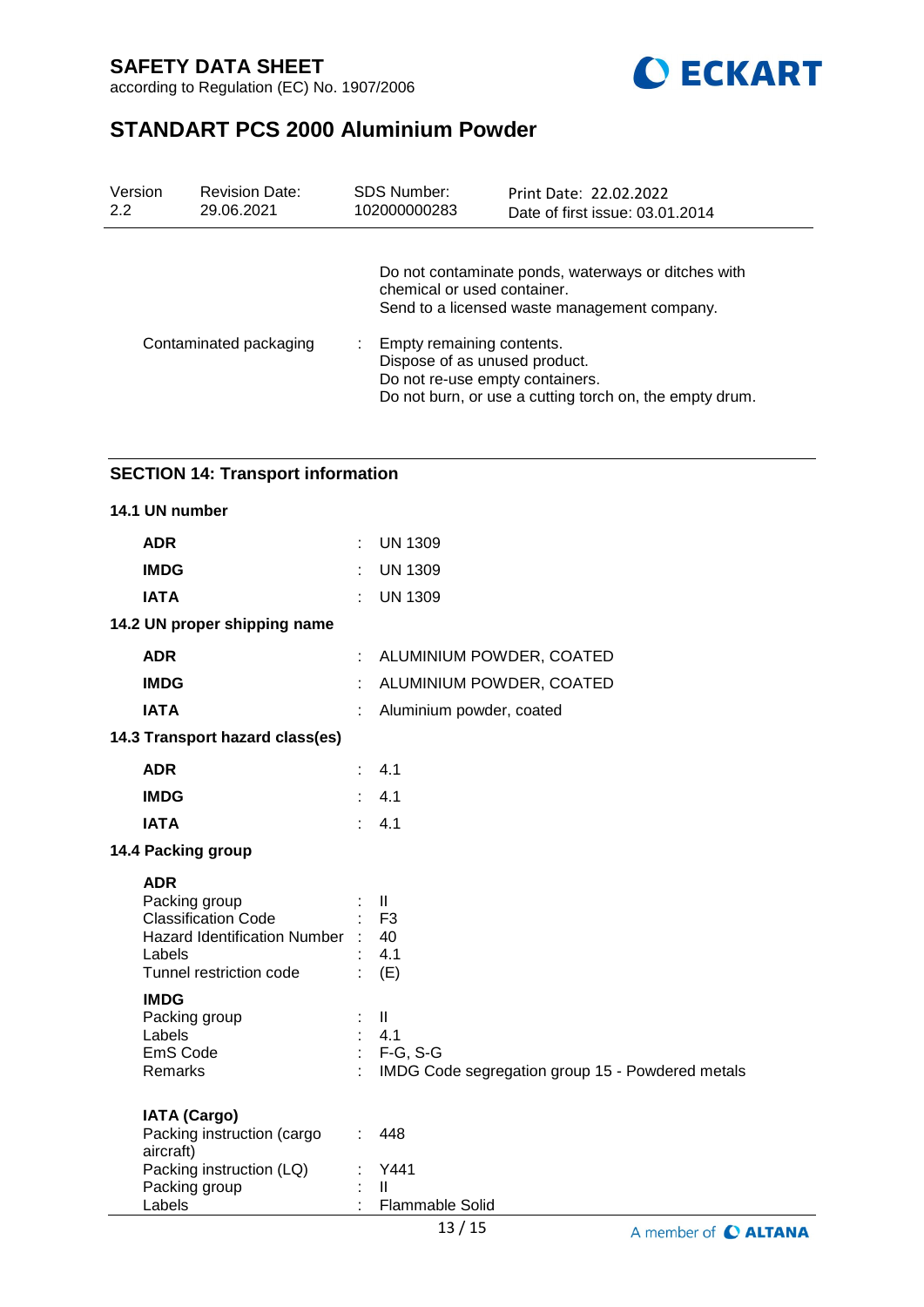Do not contaminate ponds, waterways or ditches with chemical or used container.
Send to a licensed waste management company.

| | | |
|---|---|---|
| Contaminated packaging | : | Empty remaining contents.<br>Dispose of as unused product.<br>Do not re-use empty containers.<br>Do not burn, or use a cutting torch on, the empty drum. |

## SECTION 14: Transport information

### 14.1 UN number

| | | |
|---|---|---|
| **ADR** | : | UN 1309 |
| **IMDG** | : | UN 1309 |
| **IATA** | : | UN 1309 |

### 14.2 UN proper shipping name

| | | |
|---|---|---|
| **ADR** | : | ALUMINIUM POWDER, COATED |
| **IMDG** | : | ALUMINIUM POWDER, COATED |
| **IATA** | : | Aluminium powder, coated |

### 14.3 Transport hazard class(es)

| | | |
|---|---|---|
| **ADR** | : | 4.1 |
| **IMDG** | : | 4.1 |
| **IATA** | : | 4.1 |

### 14.4 Packing group

**ADR**

| | | |
|---|---|---|
| Packing group | : | II |
| Classification Code | : | F3 |
| Hazard Identification Number | : | 40 |
| Labels | : | 4.1 |
| Tunnel restriction code | : | (E) |

**IMDG**

| | | |
|---|---|---|
| Packing group | : | II |
| Labels | : | 4.1 |
| EmS Code | : | F-G, S-G |
| Remarks | : | IMDG Code segregation group 15 - Powdered metals |

**IATA (Cargo)**

| | | |
|---|---|---|
| Packing instruction (cargo aircraft) | : | 448 |
| Packing instruction (LQ) | : | Y441 |
| Packing group | : | II |
| Labels | : | Flammable Solid |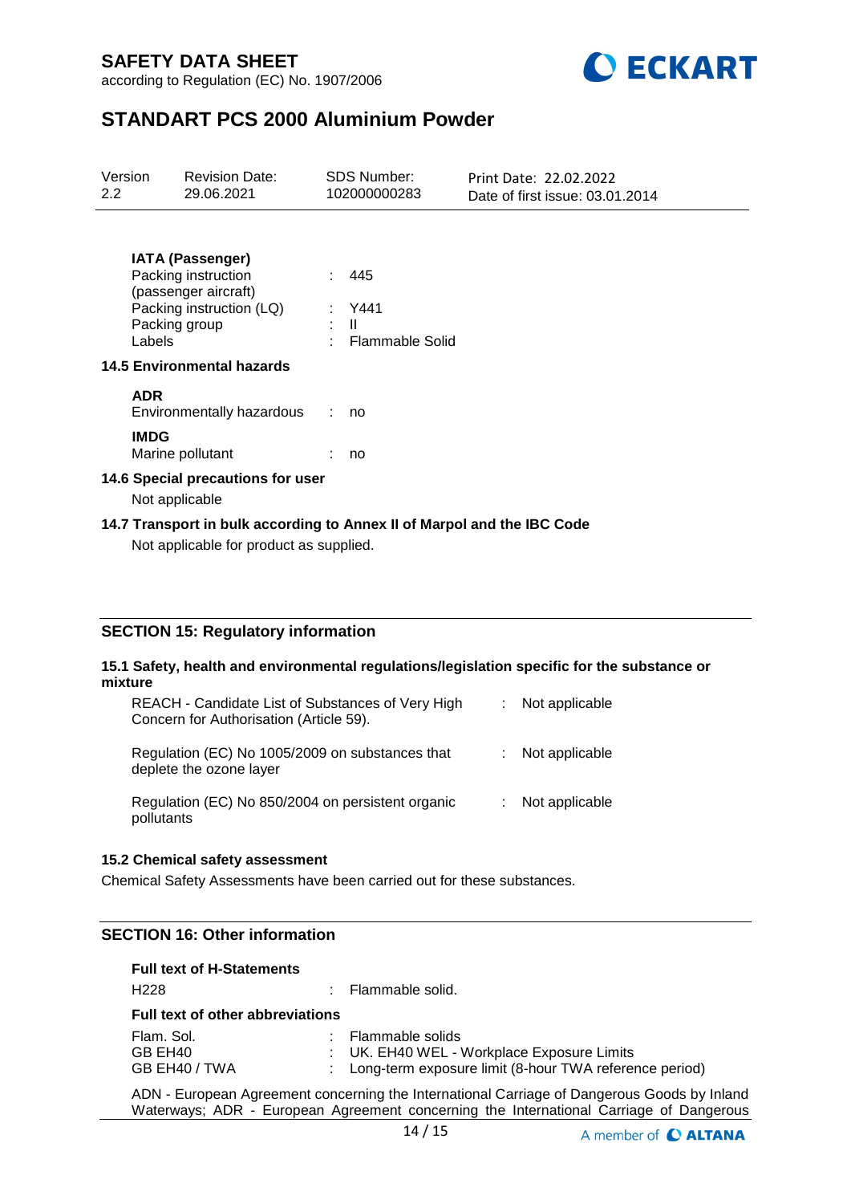**IATA (Passenger)**

| | | |
|---|---|---|
| Packing instruction (passenger aircraft) | : | 445 |
| Packing instruction (LQ) | : | Y441 |
| Packing group | : | II |
| Labels | : | Flammable Solid |

### 14.5 Environmental hazards

**ADR**

| | | |
|---|---|---|
| Environmentally hazardous | : | no |

**IMDG**

| | | |
|---|---|---|
| Marine pollutant | : | no |

### 14.6 Special precautions for user

Not applicable

### 14.7 Transport in bulk according to Annex II of Marpol and the IBC Code

Not applicable for product as supplied.

## SECTION 15: Regulatory information

### 15.1 Safety, health and environmental regulations/legislation specific for the substance or mixture

| | | |
|---|---|---|
| REACH - Candidate List of Substances of Very High Concern for Authorisation (Article 59). | : | Not applicable |
| Regulation (EC) No 1005/2009 on substances that deplete the ozone layer | : | Not applicable |
| Regulation (EC) No 850/2004 on persistent organic pollutants | : | Not applicable |

### 15.2 Chemical safety assessment

Chemical Safety Assessments have been carried out for these substances.

## SECTION 16: Other information

**Full text of H-Statements**

| | | |
|---|---|---|
| H228 | : | Flammable solid. |

**Full text of other abbreviations**

| | | |
|---|---|---|
| Flam. Sol. | : | Flammable solids |
| GB EH40 | : | UK. EH40 WEL - Workplace Exposure Limits |
| GB EH40 / TWA | : | Long-term exposure limit (8-hour TWA reference period) |

ADN - European Agreement concerning the International Carriage of Dangerous Goods by Inland Waterways; ADR - European Agreement concerning the International Carriage of Dangerous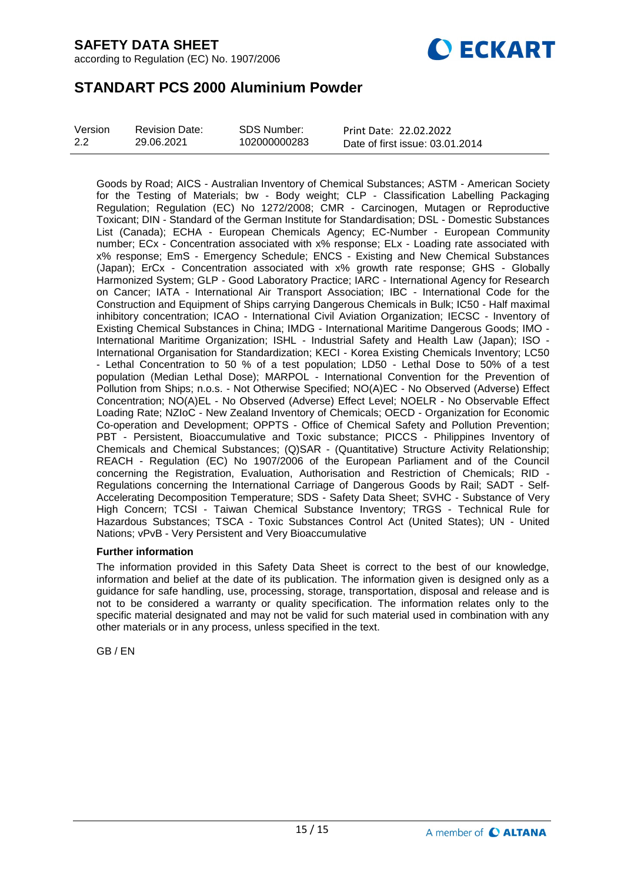Goods by Road; AICS - Australian Inventory of Chemical Substances; ASTM - American Society for the Testing of Materials; bw - Body weight; CLP - Classification Labelling Packaging Regulation; Regulation (EC) No 1272/2008; CMR - Carcinogen, Mutagen or Reproductive Toxicant; DIN - Standard of the German Institute for Standardisation; DSL - Domestic Substances List (Canada); ECHA - European Chemicals Agency; EC-Number - European Community number; ECx - Concentration associated with x% response; ELx - Loading rate associated with x% response; EmS - Emergency Schedule; ENCS - Existing and New Chemical Substances (Japan); ErCx - Concentration associated with x% growth rate response; GHS - Globally Harmonized System; GLP - Good Laboratory Practice; IARC - International Agency for Research on Cancer; IATA - International Air Transport Association; IBC - International Code for the Construction and Equipment of Ships carrying Dangerous Chemicals in Bulk; IC50 - Half maximal inhibitory concentration; ICAO - International Civil Aviation Organization; IECSC - Inventory of Existing Chemical Substances in China; IMDG - International Maritime Dangerous Goods; IMO - International Maritime Organization; ISHL - Industrial Safety and Health Law (Japan); ISO - International Organisation for Standardization; KECI - Korea Existing Chemicals Inventory; LC50 - Lethal Concentration to 50 % of a test population; LD50 - Lethal Dose to 50% of a test population (Median Lethal Dose); MARPOL - International Convention for the Prevention of Pollution from Ships; n.o.s. - Not Otherwise Specified; NO(A)EC - No Observed (Adverse) Effect Concentration; NO(A)EL - No Observed (Adverse) Effect Level; NOELR - No Observable Effect Loading Rate; NZIoC - New Zealand Inventory of Chemicals; OECD - Organization for Economic Co-operation and Development; OPPTS - Office of Chemical Safety and Pollution Prevention; PBT - Persistent, Bioaccumulative and Toxic substance; PICCS - Philippines Inventory of Chemicals and Chemical Substances; (Q)SAR - (Quantitative) Structure Activity Relationship; REACH - Regulation (EC) No 1907/2006 of the European Parliament and of the Council concerning the Registration, Evaluation, Authorisation and Restriction of Chemicals; RID - Regulations concerning the International Carriage of Dangerous Goods by Rail; SADT - Self-Accelerating Decomposition Temperature; SDS - Safety Data Sheet; SVHC - Substance of Very High Concern; TCSI - Taiwan Chemical Substance Inventory; TRGS - Technical Rule for Hazardous Substances; TSCA - Toxic Substances Control Act (United States); UN - United Nations; vPvB - Very Persistent and Very Bioaccumulative

**Further information**

The information provided in this Safety Data Sheet is correct to the best of our knowledge, information and belief at the date of its publication. The information given is designed only as a guidance for safe handling, use, processing, storage, transportation, disposal and release and is not to be considered a warranty or quality specification. The information relates only to the specific material designated and may not be valid for such material used in combination with any other materials or in any process, unless specified in the text.

GB / EN